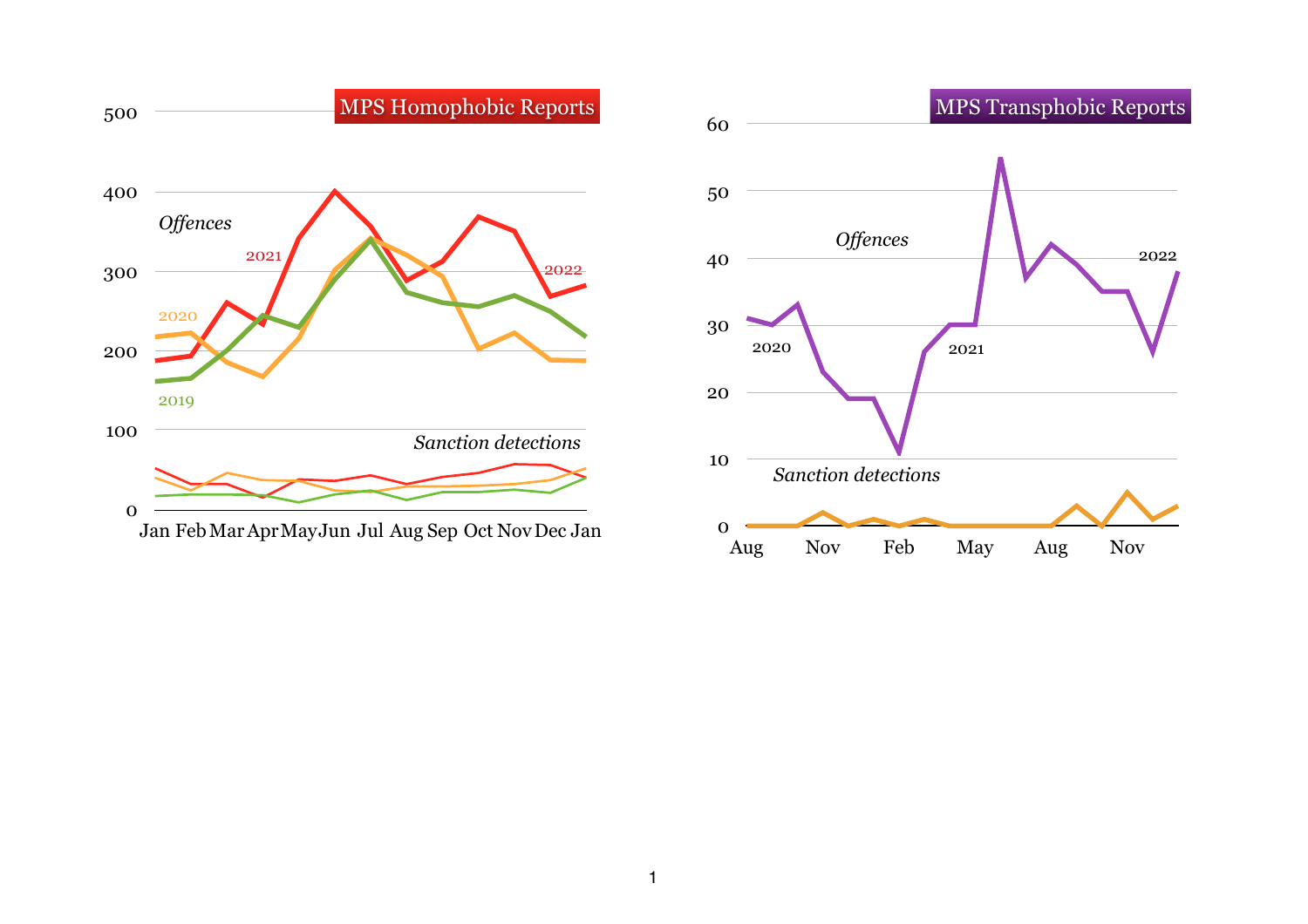MPS Homophobic Reports

500

400

300

200

100

0

*Offences*

2021

2022

2020

2019

*Sanction detections*

Jan Feb Mar Apr May Jun Jul Aug Sep Oct Nov Dec Jan

MPS Transphobic Reports

60

50

40

30

20

10

0

*Offences*

2020

2021

2022

*Sanction detections*

Aug Nov Feb May Aug Nov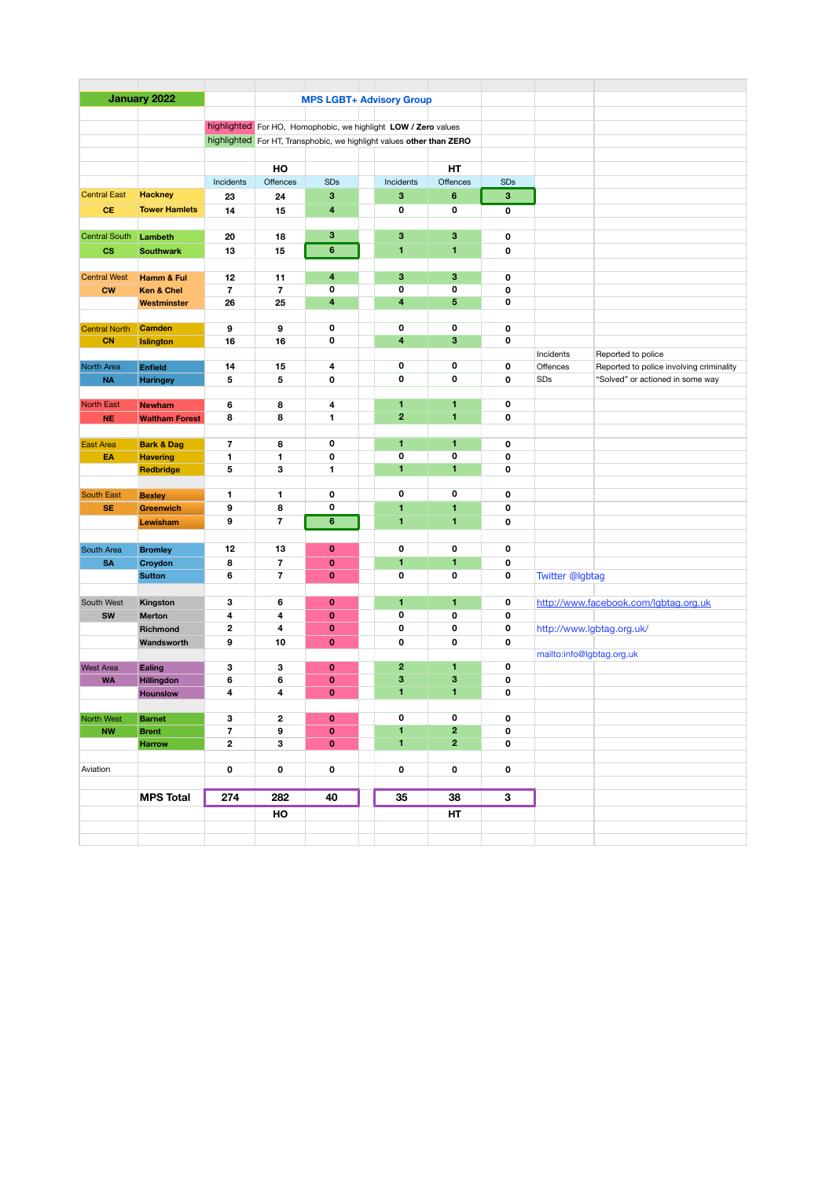# January 2022

## MPS LGBT+ Advisory Group

highlighted: For HO, Homophobic, we highlight **LOW / Zero** values

highlighted: For HT, Transphobic, we highlight values **other than ZERO**

| | | HO Incidents | HO Offences | HO SDs | HT Incidents | HT Offences | HT SDs |
|---|---|---|---|---|---|---|---|
| Central East | Hackney | 23 | 24 | 3 | 3 | 6 | 3 |
| CE | Tower Hamlets | 14 | 15 | 4 | 0 | 0 | 0 |
| Central South | Lambeth | 20 | 18 | 3 | 3 | 3 | 0 |
| CS | Southwark | 13 | 15 | 6 | 1 | 1 | 0 |
| Central West | Hamm & Ful | 12 | 11 | 4 | 3 | 3 | 0 |
| CW | Ken & Chel | 7 | 7 | 0 | 0 | 0 | 0 |
| | Westminster | 26 | 25 | 4 | 4 | 5 | 0 |
| Central North | Camden | 9 | 9 | 0 | 0 | 0 | 0 |
| CN | Islington | 16 | 16 | 0 | 4 | 3 | 0 |
| North Area | Enfield | 14 | 15 | 4 | 0 | 0 | 0 |
| NA | Haringey | 5 | 5 | 0 | 0 | 0 | 0 |
| North East | Newham | 6 | 8 | 4 | 1 | 1 | 0 |
| NE | Waltham Forest | 8 | 8 | 1 | 2 | 1 | 0 |
| East Area | Bark & Dag | 7 | 8 | 0 | 1 | 1 | 0 |
| EA | Havering | 1 | 1 | 0 | 0 | 0 | 0 |
| | Redbridge | 5 | 3 | 1 | 1 | 1 | 0 |
| South East | Bexley | 1 | 1 | 0 | 0 | 0 | 0 |
| SE | Greenwich | 9 | 8 | 0 | 1 | 1 | 0 |
| | Lewisham | 9 | 7 | 6 | 1 | 1 | 0 |
| South Area | Bromley | 12 | 13 | 0 | 0 | 0 | 0 |
| SA | Croydon | 8 | 7 | 0 | 1 | 1 | 0 |
| | Sutton | 6 | 7 | 0 | 0 | 0 | 0 |
| South West | Kingston | 3 | 6 | 0 | 1 | 1 | 0 |
| SW | Merton | 4 | 4 | 0 | 0 | 0 | 0 |
| | Richmond | 2 | 4 | 0 | 0 | 0 | 0 |
| | Wandsworth | 9 | 10 | 0 | 0 | 0 | 0 |
| West Area | Ealing | 3 | 3 | 0 | 2 | 1 | 0 |
| WA | Hillingdon | 6 | 6 | 0 | 3 | 3 | 0 |
| | Hounslow | 4 | 4 | 0 | 1 | 1 | 0 |
| North West | Barnet | 3 | 2 | 0 | 0 | 0 | 0 |
| NW | Brent | 7 | 9 | 0 | 1 | 2 | 0 |
| | Harrow | 2 | 3 | 0 | 1 | 2 | 0 |
| Aviation | | 0 | 0 | 0 | 0 | 0 | 0 |
| | **MPS Total** | **274** | **282** | **40** | **35** | **38** | **3** |
| | | | HO | | | HT | |

| | |
|---|---|
| Incidents | Reported to police |
| Offences | Reported to police involving criminality |
| SDs | "Solved" or actioned in some way |

Twitter @lgbtag

http://www.facebook.com/lgbtag.org.uk

http://www.lgbtag.org.uk/

mailto:info@lgbtag.org.uk